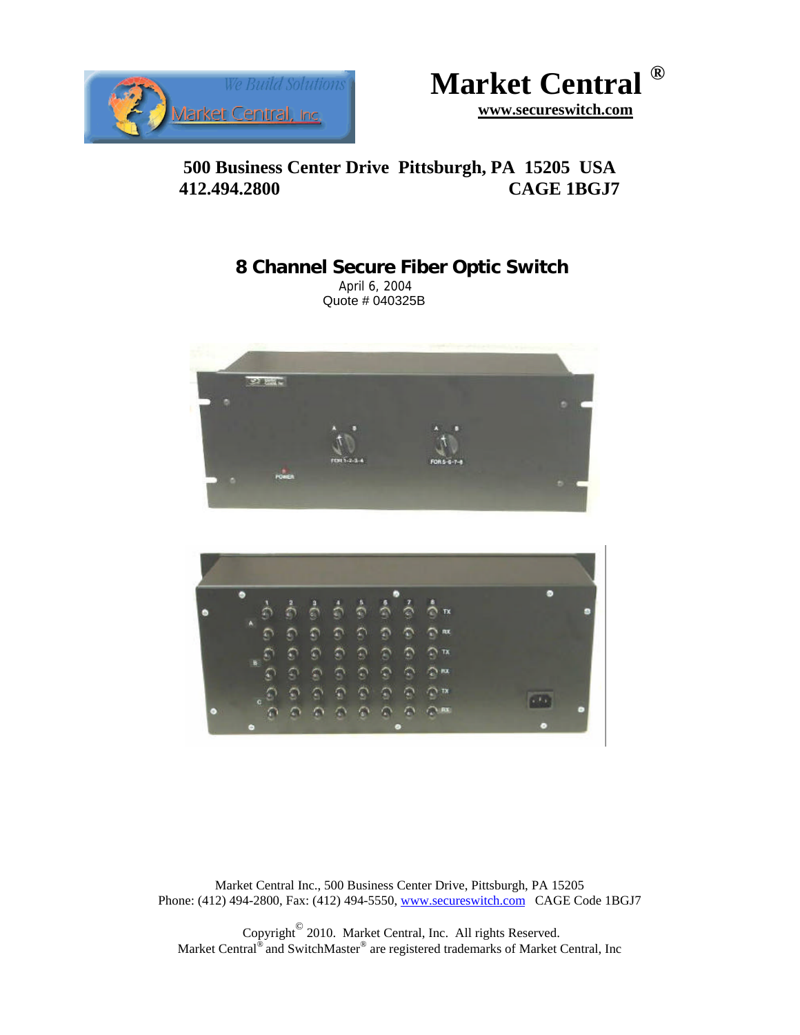# Market Central ®

www.secureswitch.com

**500 Business Center Drive Pittsburgh, PA 15205 USA**
**412.494.2800 CAGE 1BGJ7**

## 8 Channel Secure Fiber Optic Switch

April 6, 2004
Quote # 040325B

Market Central Inc., 500 Business Center Drive, Pittsburgh, PA 15205
Phone: (412) 494-2800, Fax: (412) 494-5550, www.secureswitch.com CAGE Code 1BGJ7

Copyright© 2010. Market Central, Inc. All rights Reserved.
Market Central® and SwitchMaster® are registered trademarks of Market Central, Inc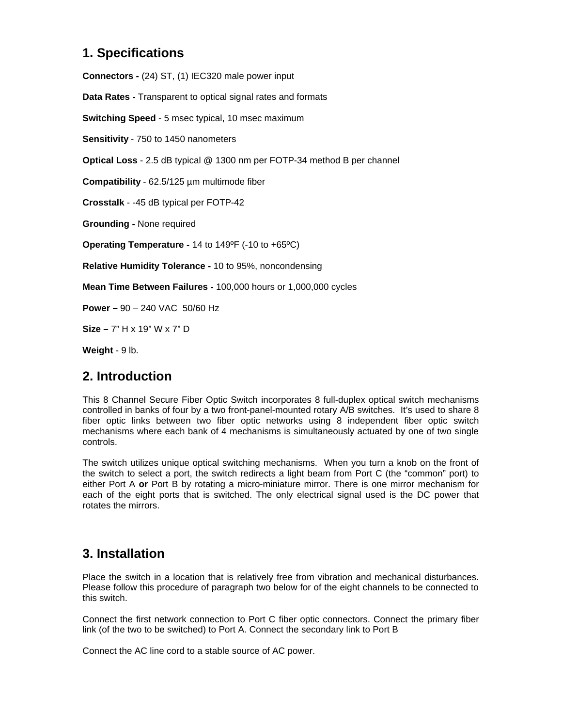## 1. Specifications

**Connectors -** (24) ST, (1) IEC320 male power input

**Data Rates -** Transparent to optical signal rates and formats

**Switching Speed** - 5 msec typical, 10 msec maximum

**Sensitivity** - 750 to 1450 nanometers

**Optical Loss** - 2.5 dB typical @ 1300 nm per FOTP-34 method B per channel

**Compatibility** - 62.5/125 µm multimode fiber

**Crosstalk** - -45 dB typical per FOTP-42

**Grounding -** None required

**Operating Temperature -** 14 to 149ºF (-10 to +65ºC)

**Relative Humidity Tolerance -** 10 to 95%, noncondensing

**Mean Time Between Failures -** 100,000 hours or 1,000,000 cycles

**Power –** 90 – 240 VAC 50/60 Hz

**Size –** 7" H x 19" W x 7" D

**Weight** - 9 lb.

## 2. Introduction

This 8 Channel Secure Fiber Optic Switch incorporates 8 full-duplex optical switch mechanisms controlled in banks of four by a two front-panel-mounted rotary A/B switches. It's used to share 8 fiber optic links between two fiber optic networks using 8 independent fiber optic switch mechanisms where each bank of 4 mechanisms is simultaneously actuated by one of two single controls.

The switch utilizes unique optical switching mechanisms. When you turn a knob on the front of the switch to select a port, the switch redirects a light beam from Port C (the "common" port) to either Port A **or** Port B by rotating a micro-miniature mirror. There is one mirror mechanism for each of the eight ports that is switched. The only electrical signal used is the DC power that rotates the mirrors.

## 3. Installation

Place the switch in a location that is relatively free from vibration and mechanical disturbances. Please follow this procedure of paragraph two below for of the eight channels to be connected to this switch.

Connect the first network connection to Port C fiber optic connectors. Connect the primary fiber link (of the two to be switched) to Port A. Connect the secondary link to Port B

Connect the AC line cord to a stable source of AC power.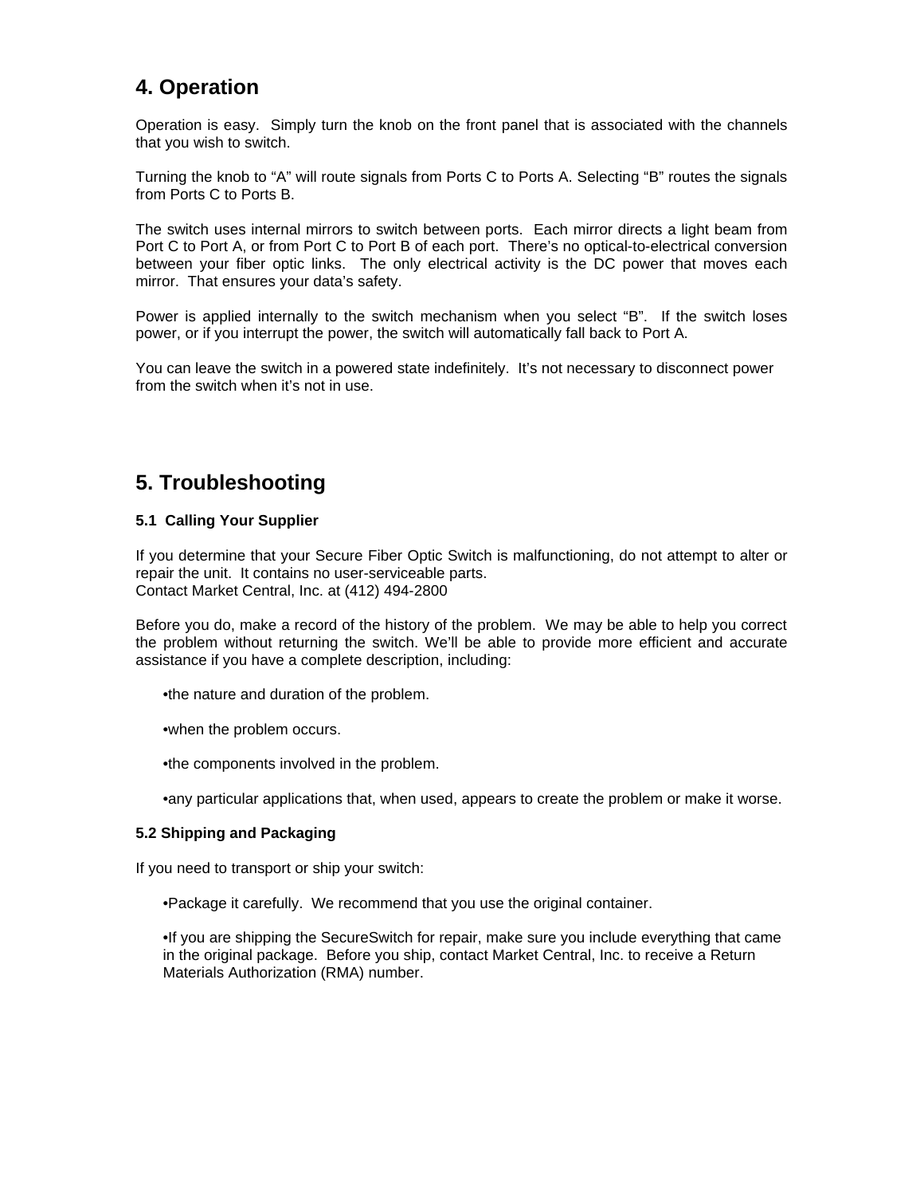# 4. Operation

Operation is easy. Simply turn the knob on the front panel that is associated with the channels that you wish to switch.

Turning the knob to “A” will route signals from Ports C to Ports A. Selecting “B” routes the signals from Ports C to Ports B.

The switch uses internal mirrors to switch between ports. Each mirror directs a light beam from Port C to Port A, or from Port C to Port B of each port. There’s no optical-to-electrical conversion between your fiber optic links. The only electrical activity is the DC power that moves each mirror. That ensures your data’s safety.

Power is applied internally to the switch mechanism when you select “B”. If the switch loses power, or if you interrupt the power, the switch will automatically fall back to Port A.

You can leave the switch in a powered state indefinitely. It’s not necessary to disconnect power from the switch when it’s not in use.

# 5. Troubleshooting

### 5.1 Calling Your Supplier

If you determine that your Secure Fiber Optic Switch is malfunctioning, do not attempt to alter or repair the unit. It contains no user-serviceable parts.
Contact Market Central, Inc. at (412) 494-2800

Before you do, make a record of the history of the problem. We may be able to help you correct the problem without returning the switch. We’ll be able to provide more efficient and accurate assistance if you have a complete description, including:

- the nature and duration of the problem.
- when the problem occurs.
- the components involved in the problem.
- any particular applications that, when used, appears to create the problem or make it worse.

### 5.2 Shipping and Packaging

If you need to transport or ship your switch:

- Package it carefully. We recommend that you use the original container.
- If you are shipping the SecureSwitch for repair, make sure you include everything that came in the original package. Before you ship, contact Market Central, Inc. to receive a Return Materials Authorization (RMA) number.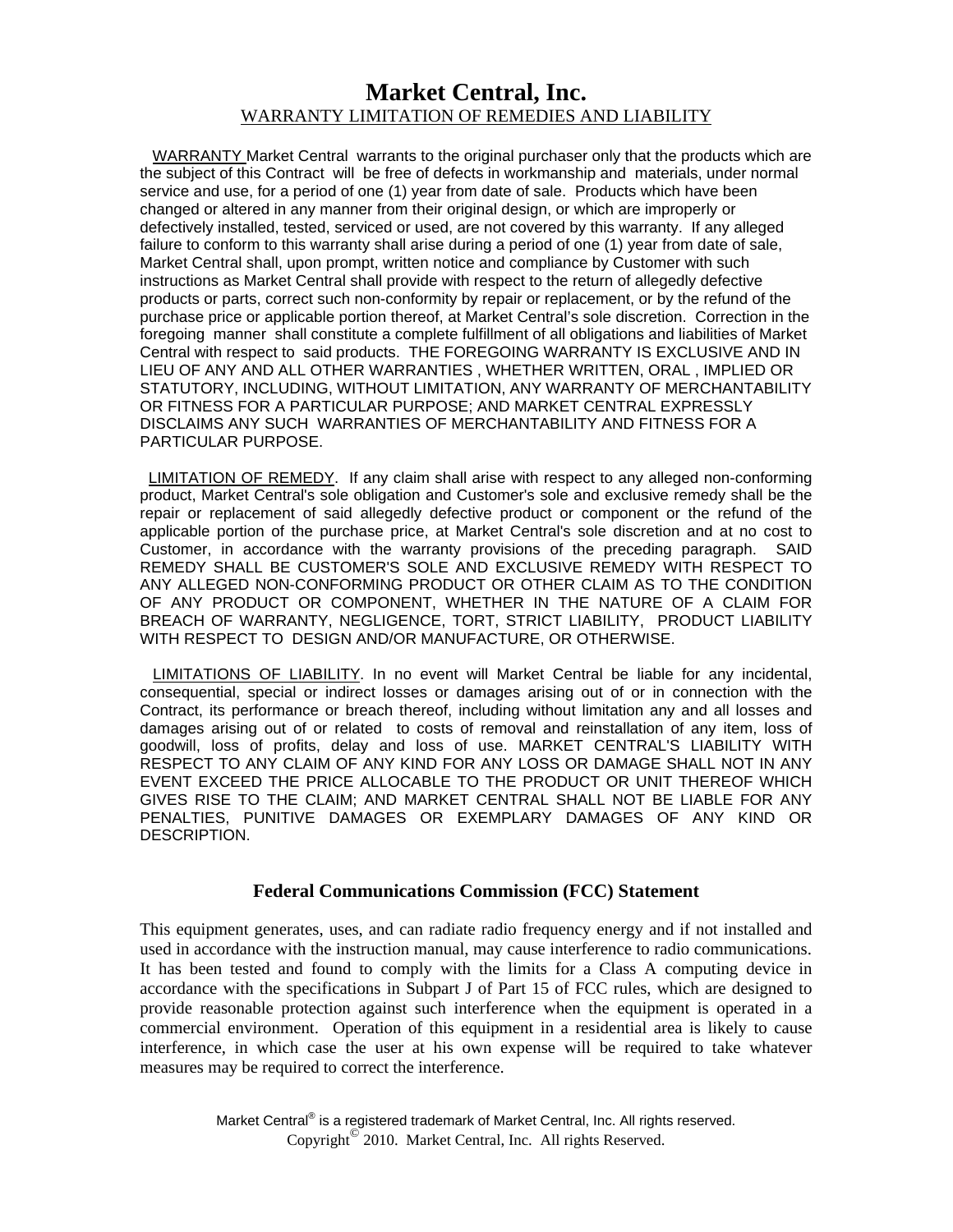# Market Central, Inc.

WARRANTY LIMITATION OF REMEDIES AND LIABILITY

WARRANTY Market Central warrants to the original purchaser only that the products which are the subject of this Contract will be free of defects in workmanship and materials, under normal service and use, for a period of one (1) year from date of sale. Products which have been changed or altered in any manner from their original design, or which are improperly or defectively installed, tested, serviced or used, are not covered by this warranty. If any alleged failure to conform to this warranty shall arise during a period of one (1) year from date of sale, Market Central shall, upon prompt, written notice and compliance by Customer with such instructions as Market Central shall provide with respect to the return of allegedly defective products or parts, correct such non-conformity by repair or replacement, or by the refund of the purchase price or applicable portion thereof, at Market Central's sole discretion. Correction in the foregoing manner shall constitute a complete fulfillment of all obligations and liabilities of Market Central with respect to said products. THE FOREGOING WARRANTY IS EXCLUSIVE AND IN LIEU OF ANY AND ALL OTHER WARRANTIES , WHETHER WRITTEN, ORAL , IMPLIED OR STATUTORY, INCLUDING, WITHOUT LIMITATION, ANY WARRANTY OF MERCHANTABILITY OR FITNESS FOR A PARTICULAR PURPOSE; AND MARKET CENTRAL EXPRESSLY DISCLAIMS ANY SUCH WARRANTIES OF MERCHANTABILITY AND FITNESS FOR A PARTICULAR PURPOSE.

LIMITATION OF REMEDY. If any claim shall arise with respect to any alleged non-conforming product, Market Central's sole obligation and Customer's sole and exclusive remedy shall be the repair or replacement of said allegedly defective product or component or the refund of the applicable portion of the purchase price, at Market Central's sole discretion and at no cost to Customer, in accordance with the warranty provisions of the preceding paragraph. SAID REMEDY SHALL BE CUSTOMER'S SOLE AND EXCLUSIVE REMEDY WITH RESPECT TO ANY ALLEGED NON-CONFORMING PRODUCT OR OTHER CLAIM AS TO THE CONDITION OF ANY PRODUCT OR COMPONENT, WHETHER IN THE NATURE OF A CLAIM FOR BREACH OF WARRANTY, NEGLIGENCE, TORT, STRICT LIABILITY, PRODUCT LIABILITY WITH RESPECT TO DESIGN AND/OR MANUFACTURE, OR OTHERWISE.

LIMITATIONS OF LIABILITY. In no event will Market Central be liable for any incidental, consequential, special or indirect losses or damages arising out of or in connection with the Contract, its performance or breach thereof, including without limitation any and all losses and damages arising out of or related to costs of removal and reinstallation of any item, loss of goodwill, loss of profits, delay and loss of use. MARKET CENTRAL'S LIABILITY WITH RESPECT TO ANY CLAIM OF ANY KIND FOR ANY LOSS OR DAMAGE SHALL NOT IN ANY EVENT EXCEED THE PRICE ALLOCABLE TO THE PRODUCT OR UNIT THEREOF WHICH GIVES RISE TO THE CLAIM; AND MARKET CENTRAL SHALL NOT BE LIABLE FOR ANY PENALTIES, PUNITIVE DAMAGES OR EXEMPLARY DAMAGES OF ANY KIND OR DESCRIPTION.

## Federal Communications Commission (FCC) Statement

This equipment generates, uses, and can radiate radio frequency energy and if not installed and used in accordance with the instruction manual, may cause interference to radio communications. It has been tested and found to comply with the limits for a Class A computing device in accordance with the specifications in Subpart J of Part 15 of FCC rules, which are designed to provide reasonable protection against such interference when the equipment is operated in a commercial environment. Operation of this equipment in a residential area is likely to cause interference, in which case the user at his own expense will be required to take whatever measures may be required to correct the interference.

Market Central® is a registered trademark of Market Central, Inc. All rights reserved.
Copyright© 2010. Market Central, Inc. All rights Reserved.